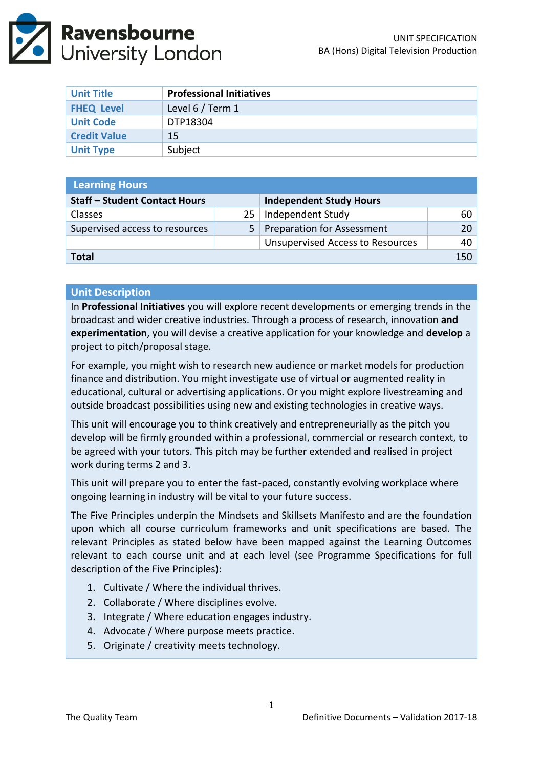UNIT SPECIFICATION
BA (Hons) Digital Television Production

| Unit Title | **Professional Initiatives** |
|---|---|
| FHEQ Level | Level 6 / Term 1 |
| Unit Code | DTP18304 |
| Credit Value | 15 |
| Unit Type | Subject |

| Learning Hours | | | |
|---|---|---|---|
| **Staff – Student Contact Hours** | | **Independent Study Hours** | |
| Classes | 25 | Independent Study | 60 |
| Supervised access to resources | 5 | Preparation for Assessment | 20 |
| | | Unsupervised Access to Resources | 40 |
| **Total** | | | 150 |

## Unit Description

In **Professional Initiatives** you will explore recent developments or emerging trends in the broadcast and wider creative industries. Through a process of research, innovation **and experimentation**, you will devise a creative application for your knowledge and **develop** a project to pitch/proposal stage.

For example, you might wish to research new audience or market models for production finance and distribution. You might investigate use of virtual or augmented reality in educational, cultural or advertising applications. Or you might explore livestreaming and outside broadcast possibilities using new and existing technologies in creative ways.

This unit will encourage you to think creatively and entrepreneurially as the pitch you develop will be firmly grounded within a professional, commercial or research context, to be agreed with your tutors. This pitch may be further extended and realised in project work during terms 2 and 3.

This unit will prepare you to enter the fast-paced, constantly evolving workplace where ongoing learning in industry will be vital to your future success.

The Five Principles underpin the Mindsets and Skillsets Manifesto and are the foundation upon which all course curriculum frameworks and unit specifications are based. The relevant Principles as stated below have been mapped against the Learning Outcomes relevant to each course unit and at each level (see Programme Specifications for full description of the Five Principles):

1. Cultivate / Where the individual thrives.
2. Collaborate / Where disciplines evolve.
3. Integrate / Where education engages industry.
4. Advocate / Where purpose meets practice.
5. Originate / creativity meets technology.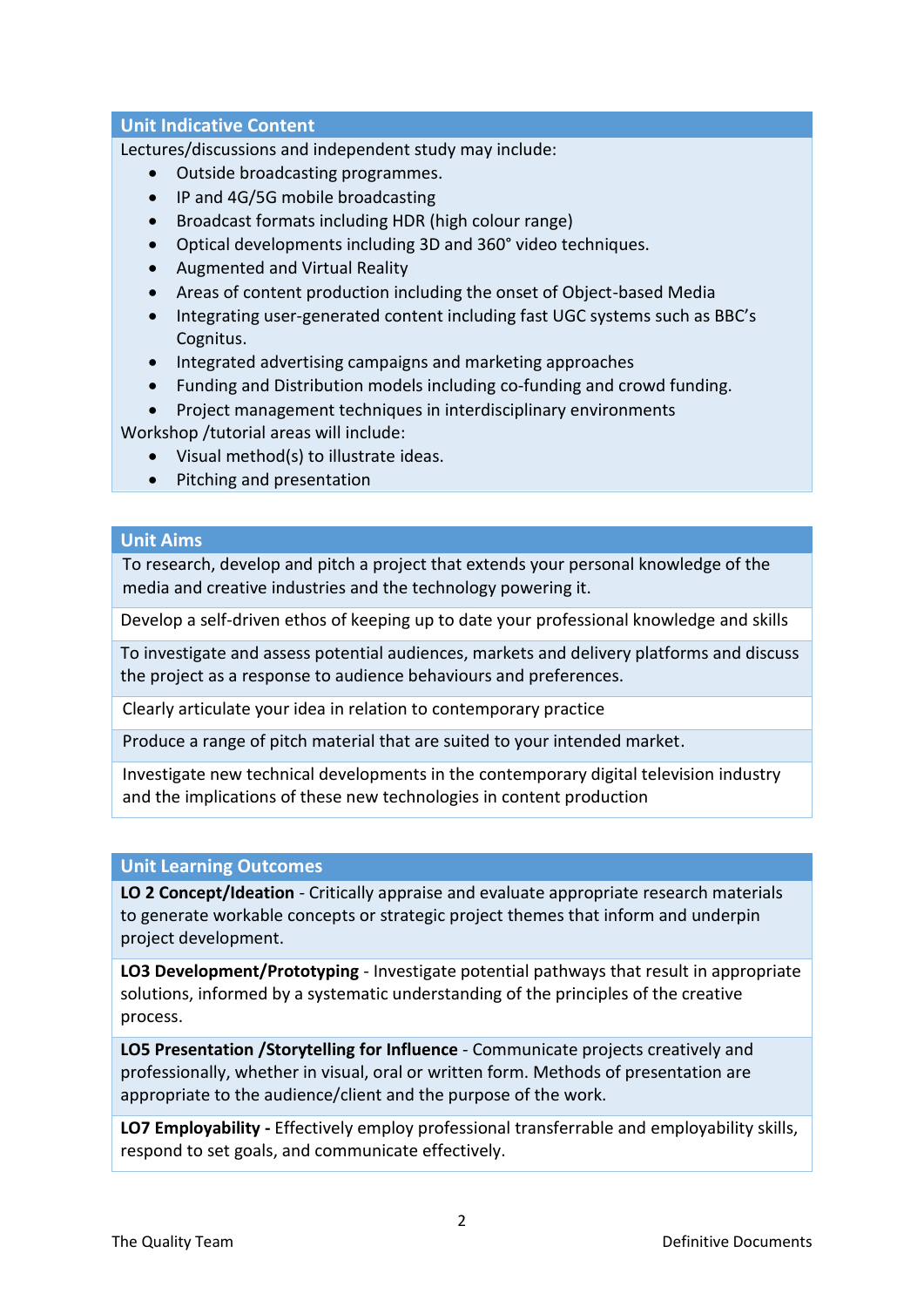## Unit Indicative Content

Lectures/discussions and independent study may include:

- Outside broadcasting programmes.
- IP and 4G/5G mobile broadcasting
- Broadcast formats including HDR (high colour range)
- Optical developments including 3D and 360° video techniques.
- Augmented and Virtual Reality
- Areas of content production including the onset of Object-based Media
- Integrating user-generated content including fast UGC systems such as BBC's Cognitus.
- Integrated advertising campaigns and marketing approaches
- Funding and Distribution models including co-funding and crowd funding.
- Project management techniques in interdisciplinary environments

Workshop /tutorial areas will include:

- Visual method(s) to illustrate ideas.
- Pitching and presentation

## Unit Aims

To research, develop and pitch a project that extends your personal knowledge of the media and creative industries and the technology powering it.

Develop a self-driven ethos of keeping up to date your professional knowledge and skills

To investigate and assess potential audiences, markets and delivery platforms and discuss the project as a response to audience behaviours and preferences.

Clearly articulate your idea in relation to contemporary practice

Produce a range of pitch material that are suited to your intended market.

Investigate new technical developments in the contemporary digital television industry and the implications of these new technologies in content production

## Unit Learning Outcomes

**LO 2 Concept/Ideation** - Critically appraise and evaluate appropriate research materials to generate workable concepts or strategic project themes that inform and underpin project development.

**LO3 Development/Prototyping** - Investigate potential pathways that result in appropriate solutions, informed by a systematic understanding of the principles of the creative process.

**LO5 Presentation /Storytelling for Influence** - Communicate projects creatively and professionally, whether in visual, oral or written form. Methods of presentation are appropriate to the audience/client and the purpose of the work.

**LO7 Employability -** Effectively employ professional transferrable and employability skills, respond to set goals, and communicate effectively.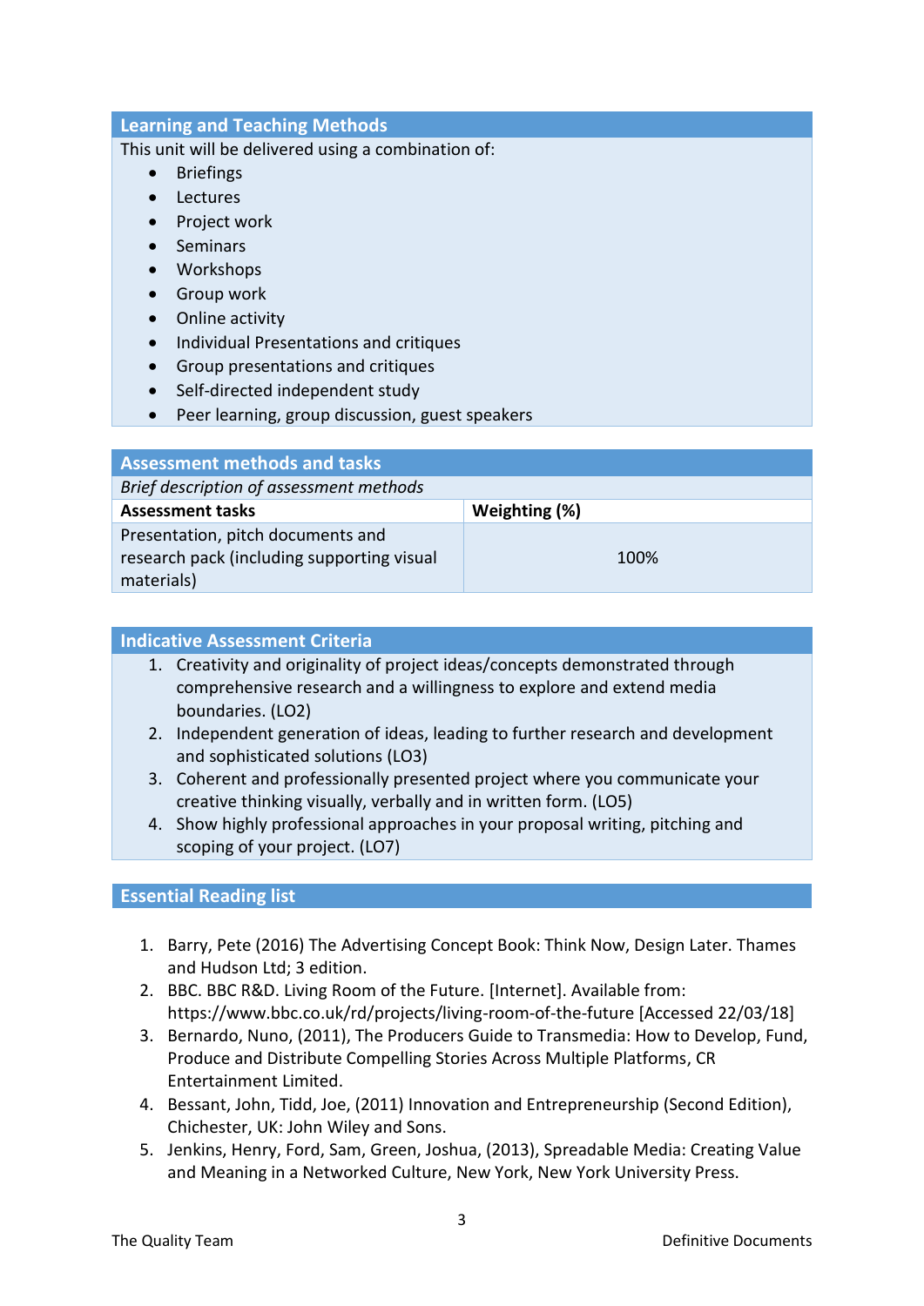## Learning and Teaching Methods

This unit will be delivered using a combination of:

- Briefings
- Lectures
- Project work
- Seminars
- Workshops
- Group work
- Online activity
- Individual Presentations and critiques
- Group presentations and critiques
- Self-directed independent study
- Peer learning, group discussion, guest speakers

## Assessment methods and tasks

*Brief description of assessment methods*

| Assessment tasks | Weighting (%) |
|---|---|
| Presentation, pitch documents and research pack (including supporting visual materials) | 100% |

## Indicative Assessment Criteria

1. Creativity and originality of project ideas/concepts demonstrated through comprehensive research and a willingness to explore and extend media boundaries. (LO2)
2. Independent generation of ideas, leading to further research and development and sophisticated solutions (LO3)
3. Coherent and professionally presented project where you communicate your creative thinking visually, verbally and in written form. (LO5)
4. Show highly professional approaches in your proposal writing, pitching and scoping of your project. (LO7)

## Essential Reading list

1. Barry, Pete (2016) The Advertising Concept Book: Think Now, Design Later. Thames and Hudson Ltd; 3 edition.
2. BBC. BBC R&D. Living Room of the Future. [Internet]. Available from: https://www.bbc.co.uk/rd/projects/living-room-of-the-future [Accessed 22/03/18]
3. Bernardo, Nuno, (2011), The Producers Guide to Transmedia: How to Develop, Fund, Produce and Distribute Compelling Stories Across Multiple Platforms, CR Entertainment Limited.
4. Bessant, John, Tidd, Joe, (2011) Innovation and Entrepreneurship (Second Edition), Chichester, UK: John Wiley and Sons.
5. Jenkins, Henry, Ford, Sam, Green, Joshua, (2013), Spreadable Media: Creating Value and Meaning in a Networked Culture, New York, New York University Press.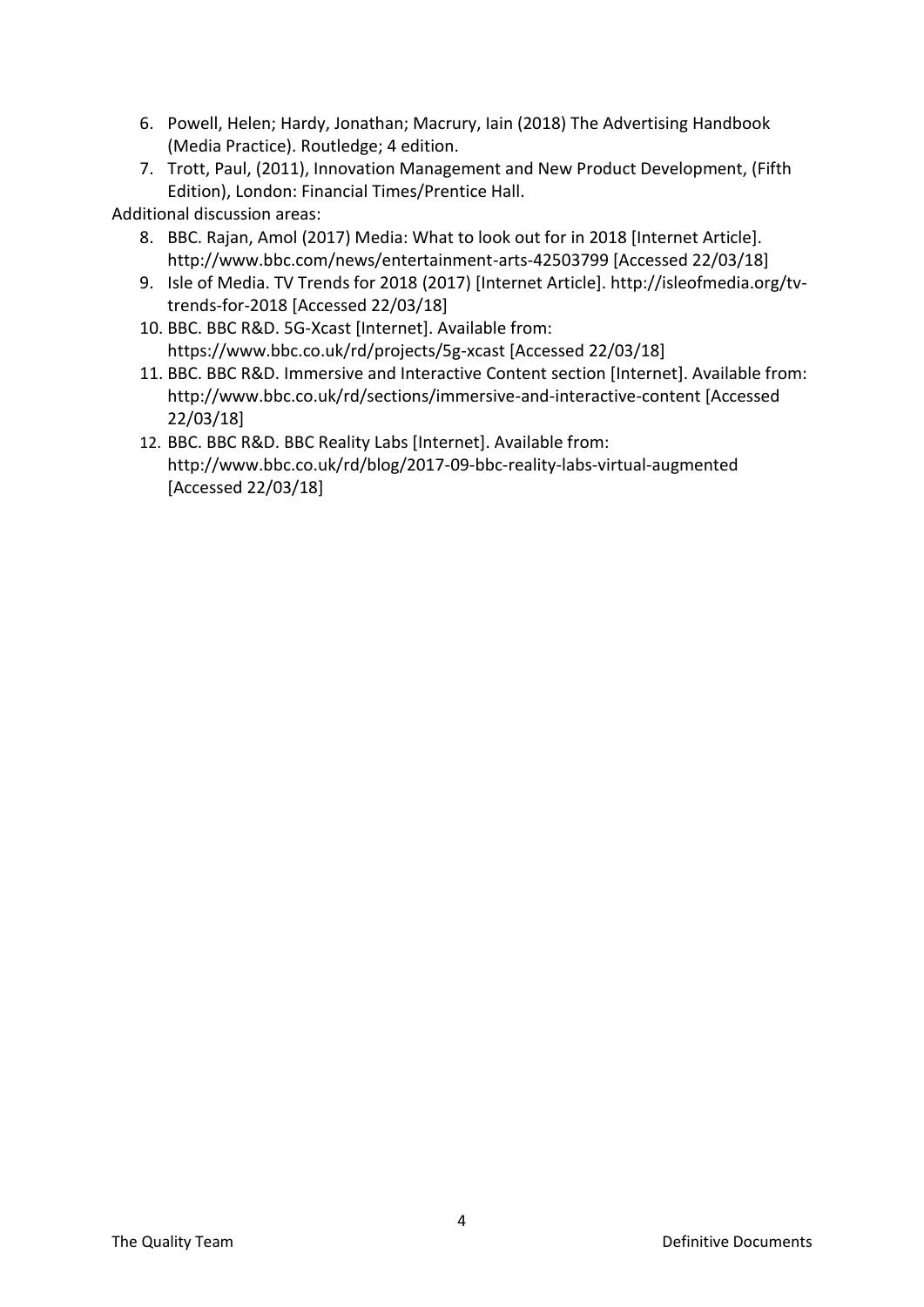6. Powell, Helen; Hardy, Jonathan; Macrury, Iain (2018) The Advertising Handbook (Media Practice). Routledge; 4 edition.
7. Trott, Paul, (2011), Innovation Management and New Product Development, (Fifth Edition), London: Financial Times/Prentice Hall.

Additional discussion areas:

8. BBC. Rajan, Amol (2017) Media: What to look out for in 2018 [Internet Article]. http://www.bbc.com/news/entertainment-arts-42503799 [Accessed 22/03/18]
9. Isle of Media. TV Trends for 2018 (2017) [Internet Article]. http://isleofmedia.org/tv-trends-for-2018 [Accessed 22/03/18]
10. BBC. BBC R&D. 5G-Xcast [Internet]. Available from: https://www.bbc.co.uk/rd/projects/5g-xcast [Accessed 22/03/18]
11. BBC. BBC R&D. Immersive and Interactive Content section [Internet]. Available from: http://www.bbc.co.uk/rd/sections/immersive-and-interactive-content [Accessed 22/03/18]
12. BBC. BBC R&D. BBC Reality Labs [Internet]. Available from: http://www.bbc.co.uk/rd/blog/2017-09-bbc-reality-labs-virtual-augmented [Accessed 22/03/18]